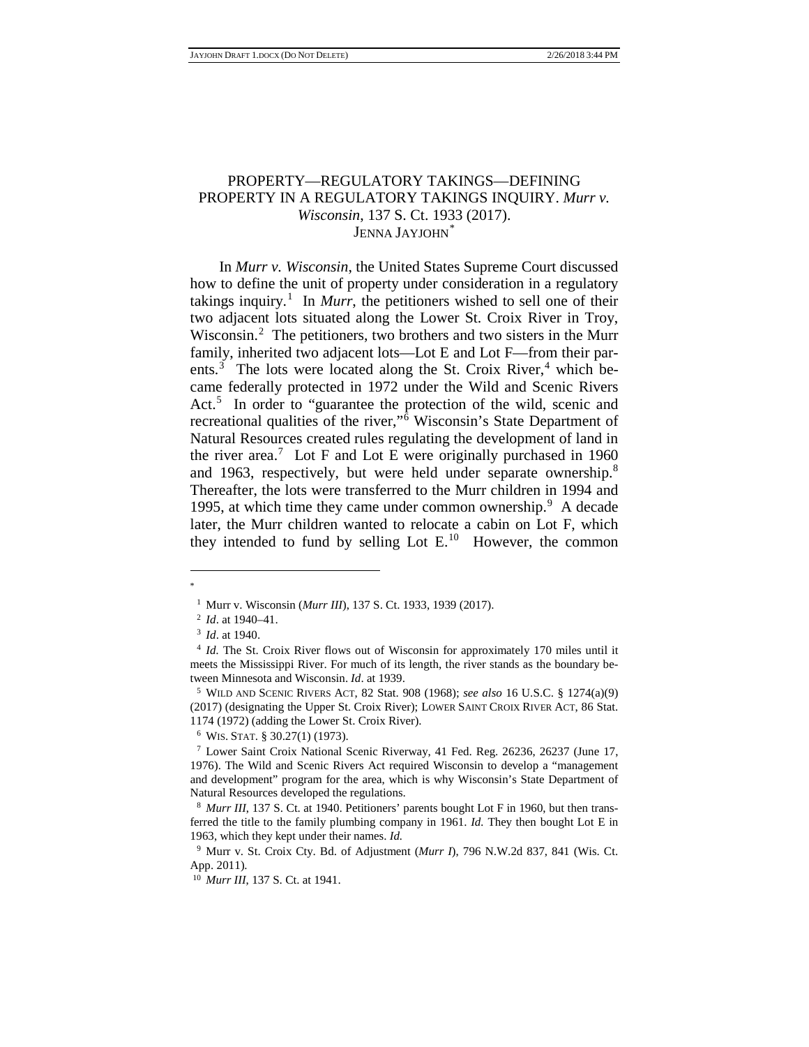# PROPERTY—REGULATORY TAKINGS—DEFINING PROPERTY IN A REGULATORY TAKINGS INQUIRY. *Murr v. Wisconsin*, 137 S. Ct. 1933 (2017).

JENNA JAYJOHN[*]

In *Murr v. Wisconsin*, the United States Supreme Court discussed how to define the unit of property under consideration in a regulatory takings inquiry.[1] In *Murr*, the petitioners wished to sell one of their two adjacent lots situated along the Lower St. Croix River in Troy, Wisconsin.[2] The petitioners, two brothers and two sisters in the Murr family, inherited two adjacent lots—Lot E and Lot F—from their parents.[3] The lots were located along the St. Croix River,[4] which became federally protected in 1972 under the Wild and Scenic Rivers Act.[5] In order to "guarantee the protection of the wild, scenic and recreational qualities of the river,"[6] Wisconsin's State Department of Natural Resources created rules regulating the development of land in the river area.[7] Lot F and Lot E were originally purchased in 1960 and 1963, respectively, but were held under separate ownership.[8] Thereafter, the lots were transferred to the Murr children in 1994 and 1995, at which time they came under common ownership.[9] A decade later, the Murr children wanted to relocate a cabin on Lot F, which they intended to fund by selling Lot E.[10] However, the common

---

*

[1] Murr v. Wisconsin (*Murr III*), 137 S. Ct. 1933, 1939 (2017).

[2] *Id*. at 1940–41.

[3] *Id*. at 1940.

[4] *Id.* The St. Croix River flows out of Wisconsin for approximately 170 miles until it meets the Mississippi River. For much of its length, the river stands as the boundary between Minnesota and Wisconsin. *Id*. at 1939.

[5] WILD AND SCENIC RIVERS ACT, 82 Stat. 908 (1968); *see also* 16 U.S.C. § 1274(a)(9) (2017) (designating the Upper St. Croix River); LOWER SAINT CROIX RIVER ACT, 86 Stat. 1174 (1972) (adding the Lower St. Croix River).

[6] WIS. STAT. § 30.27(1) (1973).

[7] Lower Saint Croix National Scenic Riverway, 41 Fed. Reg. 26236, 26237 (June 17, 1976). The Wild and Scenic Rivers Act required Wisconsin to develop a "management and development" program for the area, which is why Wisconsin's State Department of Natural Resources developed the regulations.

[8] *Murr III*, 137 S. Ct. at 1940. Petitioners' parents bought Lot F in 1960, but then transferred the title to the family plumbing company in 1961. *Id.* They then bought Lot E in 1963, which they kept under their names. *Id.*

[9] Murr v. St. Croix Cty. Bd. of Adjustment (*Murr I*), 796 N.W.2d 837, 841 (Wis. Ct. App. 2011).

[10] *Murr III*, 137 S. Ct. at 1941.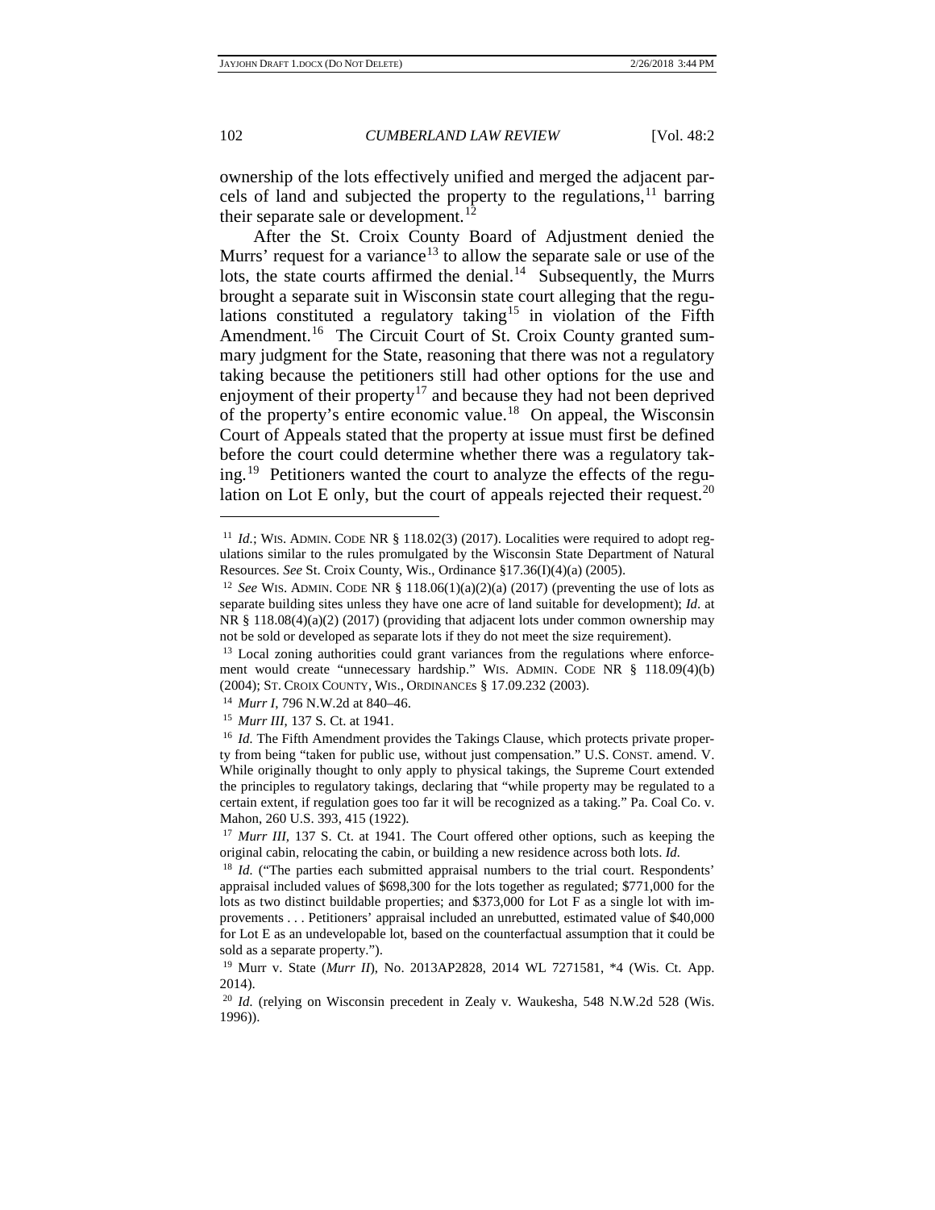ownership of the lots effectively unified and merged the adjacent parcels of land and subjected the property to the regulations,[11] barring their separate sale or development.[12]

After the St. Croix County Board of Adjustment denied the Murrs' request for a variance[13] to allow the separate sale or use of the lots, the state courts affirmed the denial.[14] Subsequently, the Murrs brought a separate suit in Wisconsin state court alleging that the regulations constituted a regulatory taking[15] in violation of the Fifth Amendment.[16] The Circuit Court of St. Croix County granted summary judgment for the State, reasoning that there was not a regulatory taking because the petitioners still had other options for the use and enjoyment of their property[17] and because they had not been deprived of the property's entire economic value.[18] On appeal, the Wisconsin Court of Appeals stated that the property at issue must first be defined before the court could determine whether there was a regulatory taking.[19] Petitioners wanted the court to analyze the effects of the regulation on Lot E only, but the court of appeals rejected their request.[20]

---

[11] *Id.*; WIS. ADMIN. CODE NR § 118.02(3) (2017). Localities were required to adopt regulations similar to the rules promulgated by the Wisconsin State Department of Natural Resources. *See* St. Croix County, Wis., Ordinance §17.36(I)(4)(a) (2005).

[12] *See* WIS. ADMIN. CODE NR § 118.06(1)(a)(2)(a) (2017) (preventing the use of lots as separate building sites unless they have one acre of land suitable for development); *Id.* at NR § 118.08(4)(a)(2) (2017) (providing that adjacent lots under common ownership may not be sold or developed as separate lots if they do not meet the size requirement).

[13] Local zoning authorities could grant variances from the regulations where enforcement would create "unnecessary hardship." WIS. ADMIN. CODE NR § 118.09(4)(b) (2004); ST. CROIX COUNTY, WIS., ORDINANCES § 17.09.232 (2003).

[14] *Murr I*, 796 N.W.2d at 840–46.

[15] *Murr III*, 137 S. Ct. at 1941.

[16] *Id.* The Fifth Amendment provides the Takings Clause, which protects private property from being "taken for public use, without just compensation." U.S. CONST. amend. V. While originally thought to only apply to physical takings, the Supreme Court extended the principles to regulatory takings, declaring that "while property may be regulated to a certain extent, if regulation goes too far it will be recognized as a taking." Pa. Coal Co. v. Mahon, 260 U.S. 393, 415 (1922).

[17] *Murr III*, 137 S. Ct. at 1941. The Court offered other options, such as keeping the original cabin, relocating the cabin, or building a new residence across both lots. *Id.*

[18] *Id.* ("The parties each submitted appraisal numbers to the trial court. Respondents' appraisal included values of $698,300 for the lots together as regulated; $771,000 for the lots as two distinct buildable properties; and $373,000 for Lot F as a single lot with improvements . . . Petitioners' appraisal included an unrebutted, estimated value of $40,000 for Lot E as an undevelopable lot, based on the counterfactual assumption that it could be sold as a separate property.").

[19] Murr v. State (*Murr II*), No. 2013AP2828, 2014 WL 7271581, *4 (Wis. Ct. App. 2014).

[20] *Id.* (relying on Wisconsin precedent in Zealy v. Waukesha, 548 N.W.2d 528 (Wis. 1996)).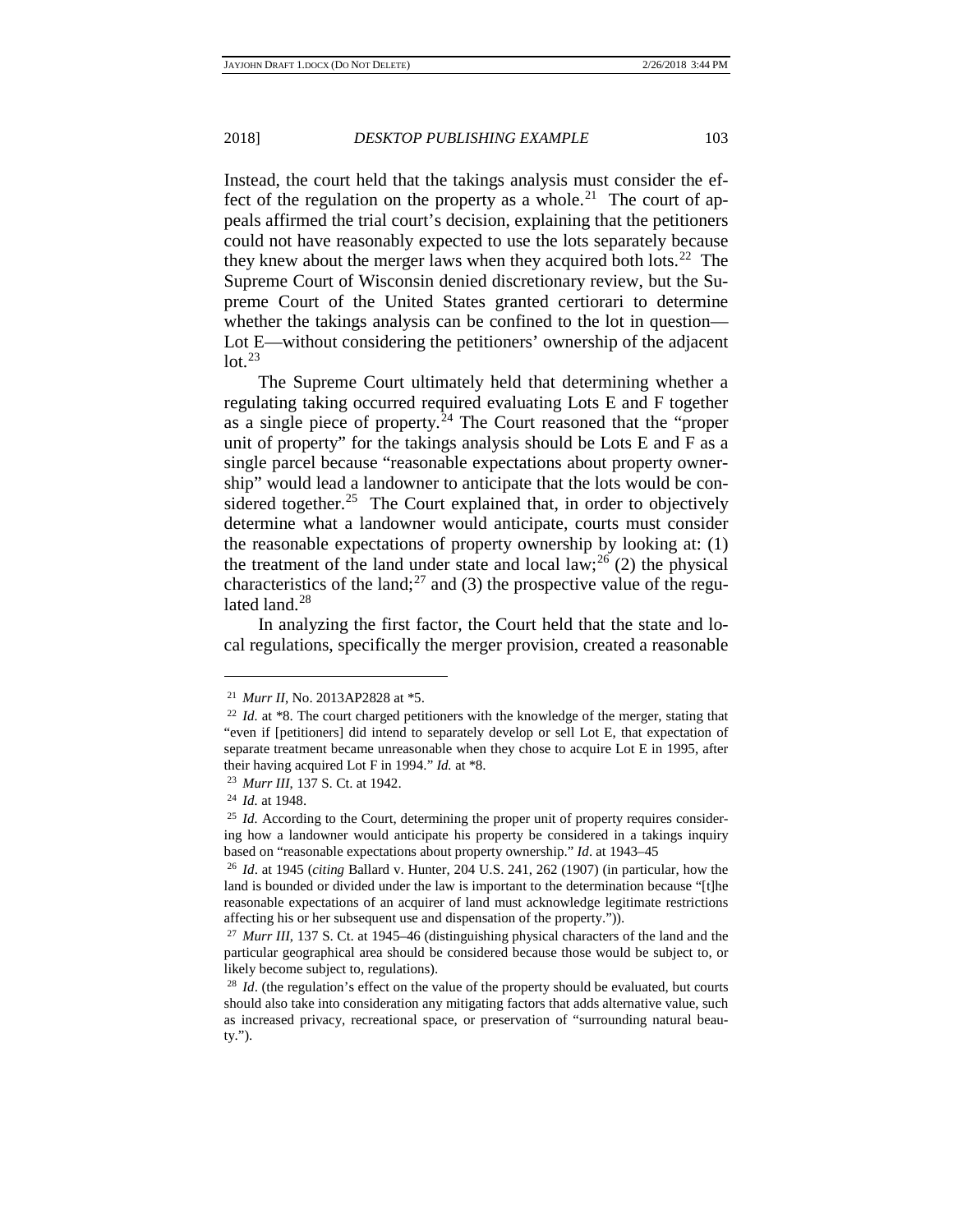Instead, the court held that the takings analysis must consider the effect of the regulation on the property as a whole.[21] The court of appeals affirmed the trial court's decision, explaining that the petitioners could not have reasonably expected to use the lots separately because they knew about the merger laws when they acquired both lots.[22] The Supreme Court of Wisconsin denied discretionary review, but the Supreme Court of the United States granted certiorari to determine whether the takings analysis can be confined to the lot in question—Lot E—without considering the petitioners' ownership of the adjacent lot.[23]

The Supreme Court ultimately held that determining whether a regulating taking occurred required evaluating Lots E and F together as a single piece of property.[24] The Court reasoned that the "proper unit of property" for the takings analysis should be Lots E and F as a single parcel because "reasonable expectations about property ownership" would lead a landowner to anticipate that the lots would be considered together.[25] The Court explained that, in order to objectively determine what a landowner would anticipate, courts must consider the reasonable expectations of property ownership by looking at: (1) the treatment of the land under state and local law;[26] (2) the physical characteristics of the land;[27] and (3) the prospective value of the regulated land.[28]

In analyzing the first factor, the Court held that the state and local regulations, specifically the merger provision, created a reasonable

---

[21] *Murr II*, No. 2013AP2828 at *5.

[22] *Id.* at *8. The court charged petitioners with the knowledge of the merger, stating that "even if [petitioners] did intend to separately develop or sell Lot E, that expectation of separate treatment became unreasonable when they chose to acquire Lot E in 1995, after their having acquired Lot F in 1994." *Id.* at *8.

[23] *Murr III*, 137 S. Ct. at 1942.

[24] *Id.* at 1948.

[25] *Id.* According to the Court, determining the proper unit of property requires considering how a landowner would anticipate his property be considered in a takings inquiry based on "reasonable expectations about property ownership." *Id*. at 1943–45

[26] *Id*. at 1945 (*citing* Ballard v. Hunter, 204 U.S. 241, 262 (1907) (in particular, how the land is bounded or divided under the law is important to the determination because "[t]he reasonable expectations of an acquirer of land must acknowledge legitimate restrictions affecting his or her subsequent use and dispensation of the property.")).

[27] *Murr III*, 137 S. Ct. at 1945–46 (distinguishing physical characters of the land and the particular geographical area should be considered because those would be subject to, or likely become subject to, regulations).

[28] *Id*. (the regulation's effect on the value of the property should be evaluated, but courts should also take into consideration any mitigating factors that adds alternative value, such as increased privacy, recreational space, or preservation of "surrounding natural beauty.").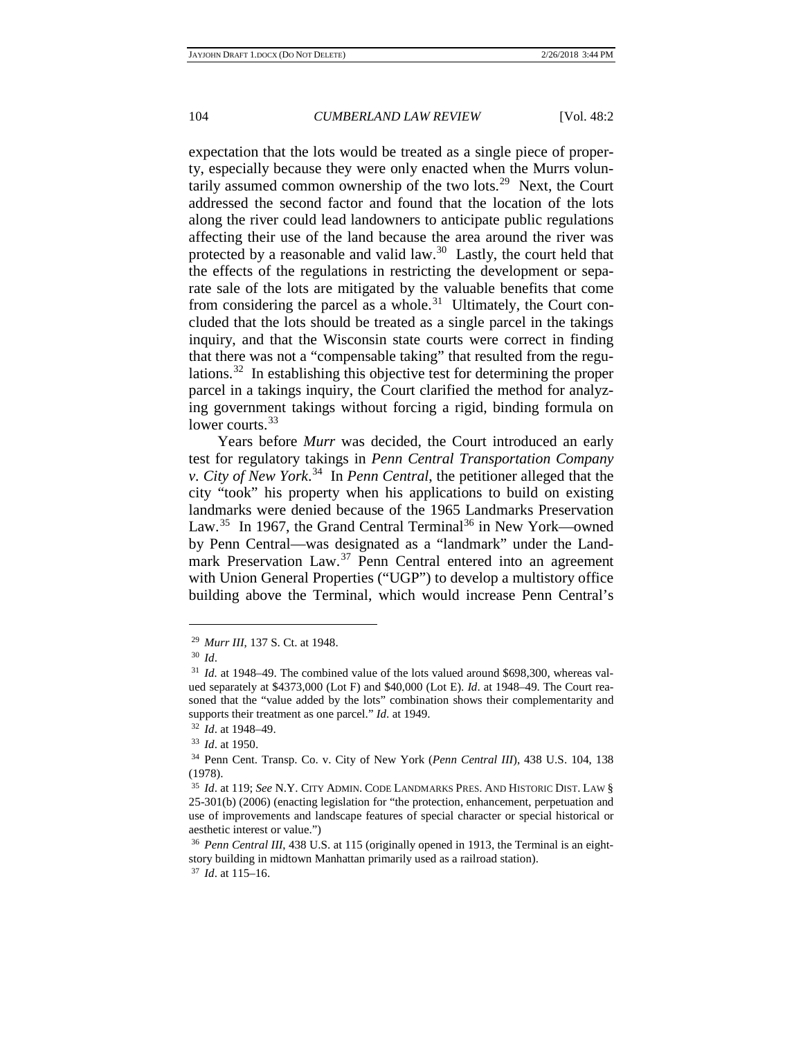expectation that the lots would be treated as a single piece of property, especially because they were only enacted when the Murrs voluntarily assumed common ownership of the two lots.[29] Next, the Court addressed the second factor and found that the location of the lots along the river could lead landowners to anticipate public regulations affecting their use of the land because the area around the river was protected by a reasonable and valid law.[30] Lastly, the court held that the effects of the regulations in restricting the development or separate sale of the lots are mitigated by the valuable benefits that come from considering the parcel as a whole.[31] Ultimately, the Court concluded that the lots should be treated as a single parcel in the takings inquiry, and that the Wisconsin state courts were correct in finding that there was not a "compensable taking" that resulted from the regulations.[32] In establishing this objective test for determining the proper parcel in a takings inquiry, the Court clarified the method for analyzing government takings without forcing a rigid, binding formula on lower courts.[33]

Years before *Murr* was decided, the Court introduced an early test for regulatory takings in *Penn Central Transportation Company v. City of New York*.[34] In *Penn Central*, the petitioner alleged that the city "took" his property when his applications to build on existing landmarks were denied because of the 1965 Landmarks Preservation Law.[35] In 1967, the Grand Central Terminal[36] in New York—owned by Penn Central—was designated as a "landmark" under the Landmark Preservation Law.[37] Penn Central entered into an agreement with Union General Properties ("UGP") to develop a multistory office building above the Terminal, which would increase Penn Central's

---

[29] *Murr III*, 137 S. Ct. at 1948.

[30] *Id*.

[31] *Id.* at 1948–49. The combined value of the lots valued around $698,300, whereas valued separately at $4373,000 (Lot F) and $40,000 (Lot E). *Id*. at 1948–49. The Court reasoned that the "value added by the lots" combination shows their complementarity and supports their treatment as one parcel." *Id*. at 1949.

[32] *Id*. at 1948–49.

[33] *Id*. at 1950.

[34] Penn Cent. Transp. Co. v. City of New York (*Penn Central III*), 438 U.S. 104, 138 (1978).

[35] *Id*. at 119; *See* N.Y. CITY ADMIN. CODE LANDMARKS PRES. AND HISTORIC DIST. LAW § 25-301(b) (2006) (enacting legislation for "the protection, enhancement, perpetuation and use of improvements and landscape features of special character or special historical or aesthetic interest or value.")

[36] *Penn Central III*, 438 U.S. at 115 (originally opened in 1913, the Terminal is an eight-story building in midtown Manhattan primarily used as a railroad station).

[37] *Id*. at 115–16.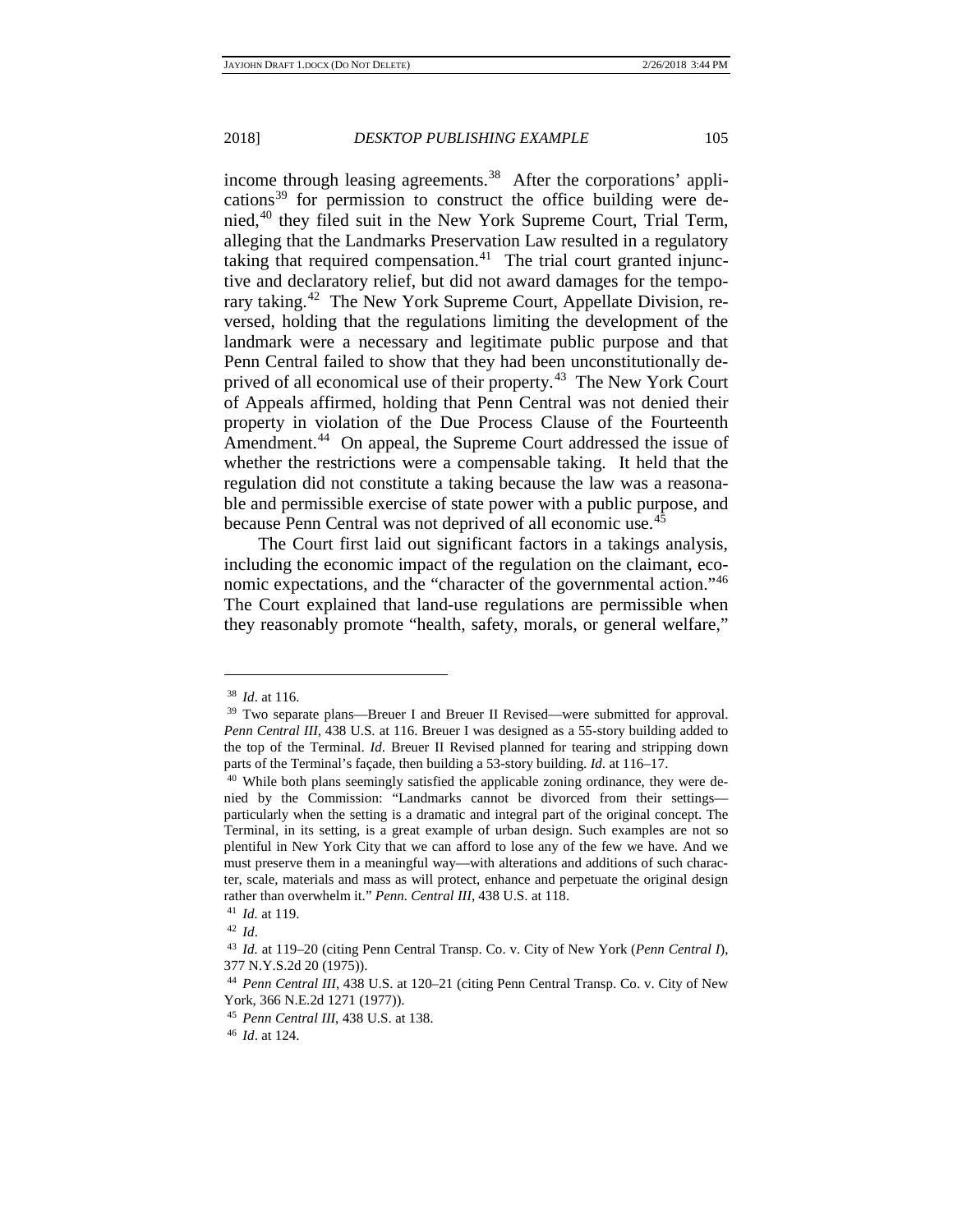income through leasing agreements.[38] After the corporations' applications[39] for permission to construct the office building were denied,[40] they filed suit in the New York Supreme Court, Trial Term, alleging that the Landmarks Preservation Law resulted in a regulatory taking that required compensation.[41] The trial court granted injunctive and declaratory relief, but did not award damages for the temporary taking.[42] The New York Supreme Court, Appellate Division, reversed, holding that the regulations limiting the development of the landmark were a necessary and legitimate public purpose and that Penn Central failed to show that they had been unconstitutionally deprived of all economical use of their property.[43] The New York Court of Appeals affirmed, holding that Penn Central was not denied their property in violation of the Due Process Clause of the Fourteenth Amendment.[44] On appeal, the Supreme Court addressed the issue of whether the restrictions were a compensable taking. It held that the regulation did not constitute a taking because the law was a reasonable and permissible exercise of state power with a public purpose, and because Penn Central was not deprived of all economic use.[45]

The Court first laid out significant factors in a takings analysis, including the economic impact of the regulation on the claimant, economic expectations, and the "character of the governmental action."[46] The Court explained that land-use regulations are permissible when they reasonably promote "health, safety, morals, or general welfare,"

---

[38] *Id*. at 116.

[39] Two separate plans—Breuer I and Breuer II Revised—were submitted for approval. *Penn Central III*, 438 U.S. at 116. Breuer I was designed as a 55-story building added to the top of the Terminal. *Id*. Breuer II Revised planned for tearing and stripping down parts of the Terminal's façade, then building a 53-story building. *Id*. at 116–17.

[40] While both plans seemingly satisfied the applicable zoning ordinance, they were denied by the Commission: "Landmarks cannot be divorced from their settings—particularly when the setting is a dramatic and integral part of the original concept. The Terminal, in its setting, is a great example of urban design. Such examples are not so plentiful in New York City that we can afford to lose any of the few we have. And we must preserve them in a meaningful way—with alterations and additions of such character, scale, materials and mass as will protect, enhance and perpetuate the original design rather than overwhelm it." *Penn. Central III*, 438 U.S. at 118.

[41] *Id.* at 119.

[42] *Id*.

[43] *Id.* at 119–20 (citing Penn Central Transp. Co. v. City of New York (*Penn Central I*), 377 N.Y.S.2d 20 (1975)).

[44] *Penn Central III*, 438 U.S. at 120–21 (citing Penn Central Transp. Co. v. City of New York, 366 N.E.2d 1271 (1977)).

[45] *Penn Central III*, 438 U.S. at 138.

[46] *Id*. at 124.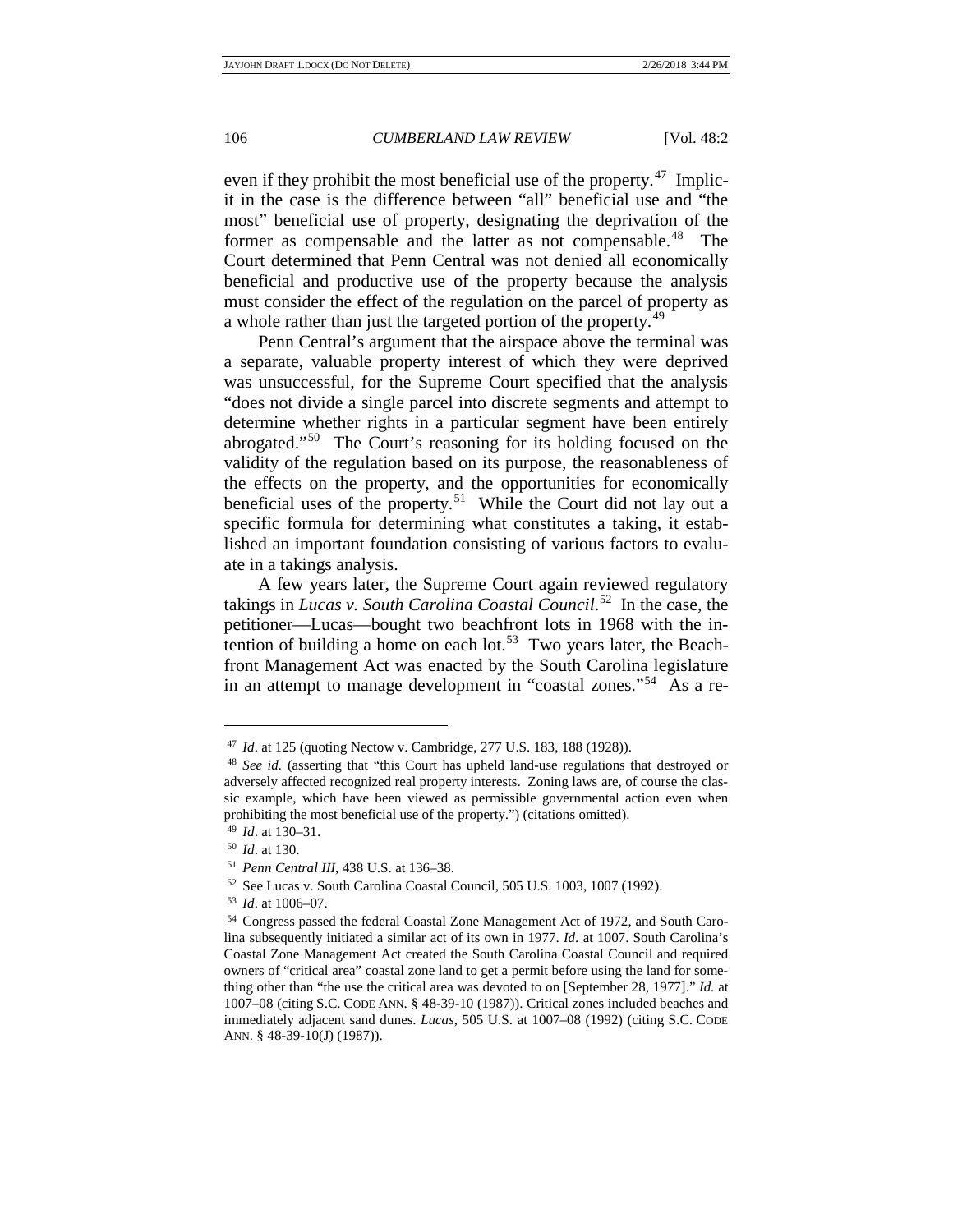even if they prohibit the most beneficial use of the property.[47] Implicit in the case is the difference between "all" beneficial use and "the most" beneficial use of property, designating the deprivation of the former as compensable and the latter as not compensable.[48] The Court determined that Penn Central was not denied all economically beneficial and productive use of the property because the analysis must consider the effect of the regulation on the parcel of property as a whole rather than just the targeted portion of the property.[49]

Penn Central's argument that the airspace above the terminal was a separate, valuable property interest of which they were deprived was unsuccessful, for the Supreme Court specified that the analysis "does not divide a single parcel into discrete segments and attempt to determine whether rights in a particular segment have been entirely abrogated."[50] The Court's reasoning for its holding focused on the validity of the regulation based on its purpose, the reasonableness of the effects on the property, and the opportunities for economically beneficial uses of the property.[51] While the Court did not lay out a specific formula for determining what constitutes a taking, it established an important foundation consisting of various factors to evaluate in a takings analysis.

A few years later, the Supreme Court again reviewed regulatory takings in *Lucas v. South Carolina Coastal Council*.[52] In the case, the petitioner—Lucas—bought two beachfront lots in 1968 with the intention of building a home on each lot.[53] Two years later, the Beachfront Management Act was enacted by the South Carolina legislature in an attempt to manage development in "coastal zones."[54] As a re-

---

[47] *Id*. at 125 (quoting Nectow v. Cambridge, 277 U.S. 183, 188 (1928)).

[48] *See id.* (asserting that "this Court has upheld land-use regulations that destroyed or adversely affected recognized real property interests. Zoning laws are, of course the classic example, which have been viewed as permissible governmental action even when prohibiting the most beneficial use of the property.") (citations omitted).

[49] *Id*. at 130–31.

[50] *Id*. at 130.

[51] *Penn Central III*, 438 U.S. at 136–38.

[52] See Lucas v. South Carolina Coastal Council, 505 U.S. 1003, 1007 (1992).

[53] *Id*. at 1006–07.

[54] Congress passed the federal Coastal Zone Management Act of 1972, and South Carolina subsequently initiated a similar act of its own in 1977. *Id.* at 1007. South Carolina's Coastal Zone Management Act created the South Carolina Coastal Council and required owners of "critical area" coastal zone land to get a permit before using the land for something other than "the use the critical area was devoted to on [September 28, 1977]." *Id.* at 1007–08 (citing S.C. CODE ANN. § 48-39-10 (1987)). Critical zones included beaches and immediately adjacent sand dunes. *Lucas*, 505 U.S. at 1007–08 (1992) (citing S.C. CODE ANN. § 48-39-10(J) (1987)).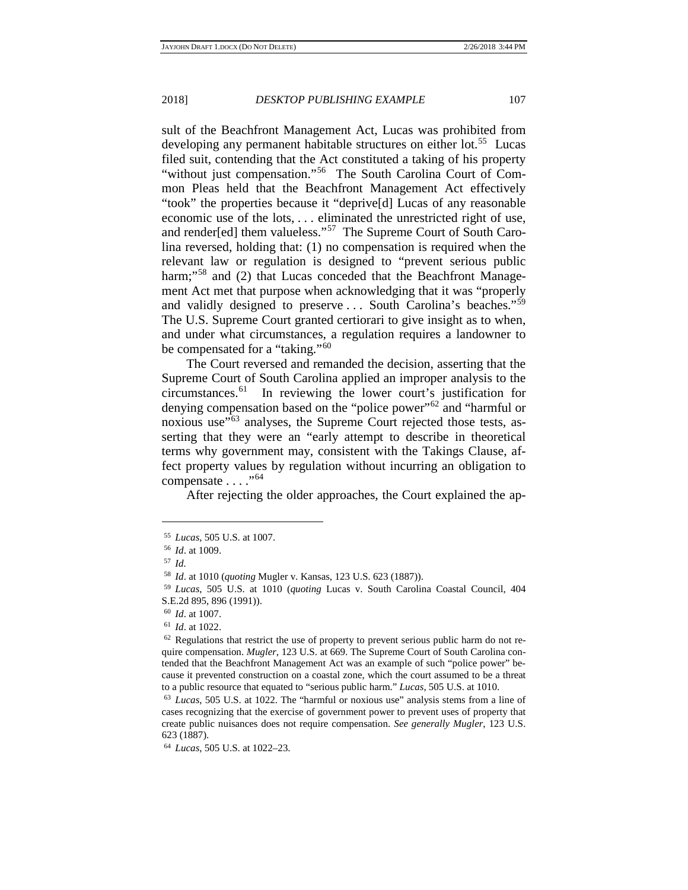sult of the Beachfront Management Act, Lucas was prohibited from developing any permanent habitable structures on either lot.[55] Lucas filed suit, contending that the Act constituted a taking of his property "without just compensation."[56] The South Carolina Court of Common Pleas held that the Beachfront Management Act effectively "took" the properties because it "deprive[d] Lucas of any reasonable economic use of the lots, . . . eliminated the unrestricted right of use, and render[ed] them valueless."[57] The Supreme Court of South Carolina reversed, holding that: (1) no compensation is required when the relevant law or regulation is designed to "prevent serious public harm;"[58] and (2) that Lucas conceded that the Beachfront Management Act met that purpose when acknowledging that it was "properly and validly designed to preserve . . . South Carolina's beaches."[59] The U.S. Supreme Court granted certiorari to give insight as to when, and under what circumstances, a regulation requires a landowner to be compensated for a "taking."[60]

The Court reversed and remanded the decision, asserting that the Supreme Court of South Carolina applied an improper analysis to the circumstances.[61] In reviewing the lower court's justification for denying compensation based on the "police power"[62] and "harmful or noxious use"[63] analyses, the Supreme Court rejected those tests, asserting that they were an "early attempt to describe in theoretical terms why government may, consistent with the Takings Clause, affect property values by regulation without incurring an obligation to compensate . . . ."[64]

After rejecting the older approaches, the Court explained the ap-

---

[55] *Lucas*, 505 U.S. at 1007.

[56] *Id*. at 1009.

[57] *Id.*

[58] *Id*. at 1010 (*quoting* Mugler v. Kansas, 123 U.S. 623 (1887)).

[59] *Lucas*, 505 U.S. at 1010 (*quoting* Lucas v. South Carolina Coastal Council, 404 S.E.2d 895, 896 (1991)).

[60] *Id*. at 1007.

[61] *Id*. at 1022.

[62] Regulations that restrict the use of property to prevent serious public harm do not require compensation. *Mugler*, 123 U.S. at 669. The Supreme Court of South Carolina contended that the Beachfront Management Act was an example of such "police power" because it prevented construction on a coastal zone, which the court assumed to be a threat to a public resource that equated to "serious public harm." *Lucas*, 505 U.S. at 1010.

[63] *Lucas*, 505 U.S. at 1022. The "harmful or noxious use" analysis stems from a line of cases recognizing that the exercise of government power to prevent uses of property that create public nuisances does not require compensation. *See generally Mugler*, 123 U.S. 623 (1887).

[64] *Lucas*, 505 U.S. at 1022–23.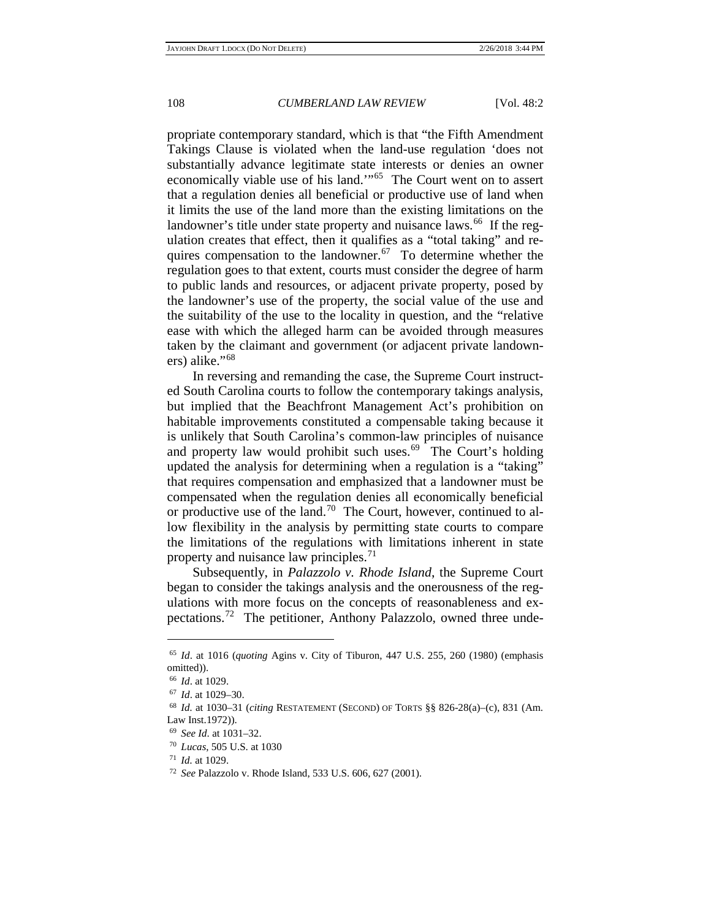propriate contemporary standard, which is that "the Fifth Amendment Takings Clause is violated when the land-use regulation 'does not substantially advance legitimate state interests or denies an owner economically viable use of his land.'"[65] The Court went on to assert that a regulation denies all beneficial or productive use of land when it limits the use of the land more than the existing limitations on the landowner's title under state property and nuisance laws.[66] If the regulation creates that effect, then it qualifies as a "total taking" and requires compensation to the landowner.[67] To determine whether the regulation goes to that extent, courts must consider the degree of harm to public lands and resources, or adjacent private property, posed by the landowner's use of the property, the social value of the use and the suitability of the use to the locality in question, and the "relative ease with which the alleged harm can be avoided through measures taken by the claimant and government (or adjacent private landowners) alike."[68]

In reversing and remanding the case, the Supreme Court instructed South Carolina courts to follow the contemporary takings analysis, but implied that the Beachfront Management Act's prohibition on habitable improvements constituted a compensable taking because it is unlikely that South Carolina's common-law principles of nuisance and property law would prohibit such uses.[69] The Court's holding updated the analysis for determining when a regulation is a "taking" that requires compensation and emphasized that a landowner must be compensated when the regulation denies all economically beneficial or productive use of the land.[70] The Court, however, continued to allow flexibility in the analysis by permitting state courts to compare the limitations of the regulations with limitations inherent in state property and nuisance law principles.[71]

Subsequently, in *Palazzolo v. Rhode Island*, the Supreme Court began to consider the takings analysis and the onerousness of the regulations with more focus on the concepts of reasonableness and expectations.[72] The petitioner, Anthony Palazzolo, owned three unde-

---

[65] *Id*. at 1016 (*quoting* Agins v. City of Tiburon, 447 U.S. 255, 260 (1980) (emphasis omitted)).

[66] *Id*. at 1029.

[67] *Id*. at 1029–30.

[68] *Id.* at 1030–31 (*citing* RESTATEMENT (SECOND) OF TORTS §§ 826-28(a)–(c), 831 (Am. Law Inst.1972)).

[69] *See Id*. at 1031–32.

[70] *Lucas*, 505 U.S. at 1030

[71] *Id.* at 1029.

[72] *See* Palazzolo v. Rhode Island, 533 U.S. 606, 627 (2001).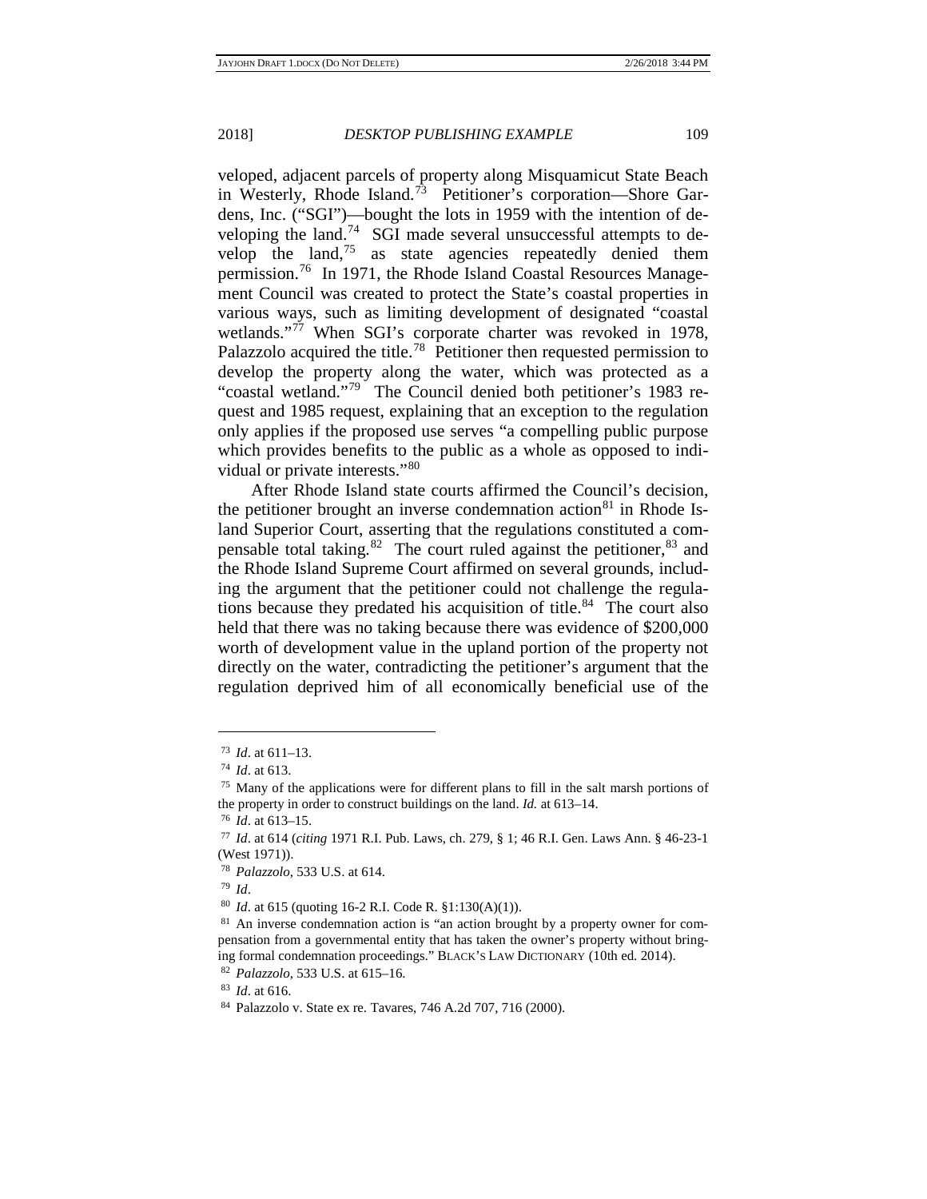veloped, adjacent parcels of property along Misquamicut State Beach in Westerly, Rhode Island.[73] Petitioner's corporation—Shore Gardens, Inc. ("SGI")—bought the lots in 1959 with the intention of developing the land.[74] SGI made several unsuccessful attempts to develop the land,[75] as state agencies repeatedly denied them permission.[76] In 1971, the Rhode Island Coastal Resources Management Council was created to protect the State's coastal properties in various ways, such as limiting development of designated "coastal wetlands."[77] When SGI's corporate charter was revoked in 1978, Palazzolo acquired the title.[78] Petitioner then requested permission to develop the property along the water, which was protected as a "coastal wetland."[79] The Council denied both petitioner's 1983 request and 1985 request, explaining that an exception to the regulation only applies if the proposed use serves "a compelling public purpose which provides benefits to the public as a whole as opposed to individual or private interests."[80]

After Rhode Island state courts affirmed the Council's decision, the petitioner brought an inverse condemnation action[81] in Rhode Island Superior Court, asserting that the regulations constituted a compensable total taking.[82] The court ruled against the petitioner,[83] and the Rhode Island Supreme Court affirmed on several grounds, including the argument that the petitioner could not challenge the regulations because they predated his acquisition of title.[84] The court also held that there was no taking because there was evidence of $200,000 worth of development value in the upland portion of the property not directly on the water, contradicting the petitioner's argument that the regulation deprived him of all economically beneficial use of the

---

[73] *Id*. at 611–13.

[74] *Id*. at 613.

[75] Many of the applications were for different plans to fill in the salt marsh portions of the property in order to construct buildings on the land. *Id.* at 613–14.

[76] *Id*. at 613–15.

[77] *Id*. at 614 (*citing* 1971 R.I. Pub. Laws, ch. 279, § 1; 46 R.I. Gen. Laws Ann. § 46-23-1 (West 1971)).

[78] *Palazzolo*, 533 U.S. at 614.

[79] *Id*.

[80] *Id*. at 615 (quoting 16-2 R.I. Code R. §1:130(A)(1)).

[81] An inverse condemnation action is "an action brought by a property owner for compensation from a governmental entity that has taken the owner's property without bringing formal condemnation proceedings." BLACK'S LAW DICTIONARY (10th ed. 2014).

[82] *Palazzolo*, 533 U.S. at 615–16.

[83] *Id*. at 616.

[84] Palazzolo v. State ex re. Tavares, 746 A.2d 707, 716 (2000).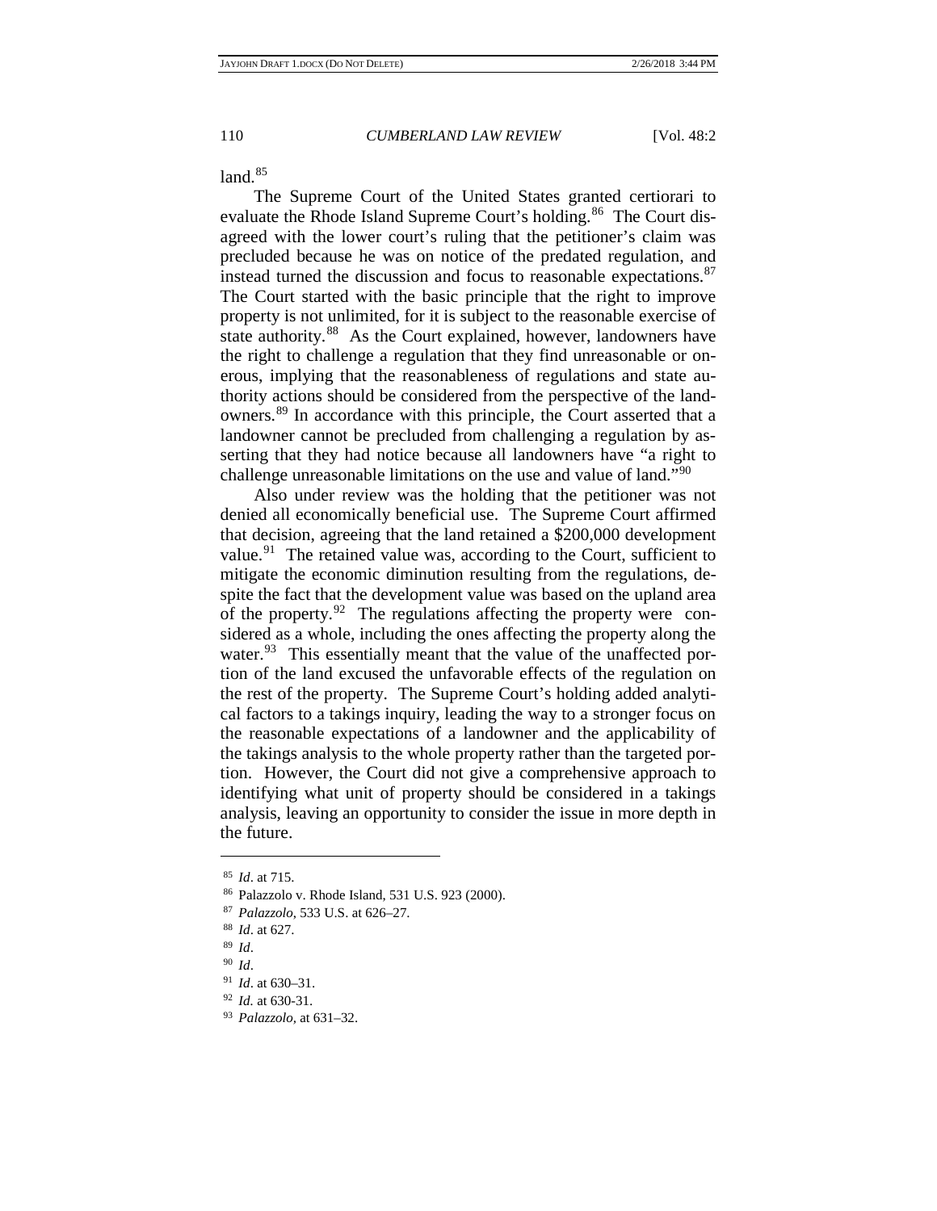land.[85]

The Supreme Court of the United States granted certiorari to evaluate the Rhode Island Supreme Court's holding.[86] The Court disagreed with the lower court's ruling that the petitioner's claim was precluded because he was on notice of the predated regulation, and instead turned the discussion and focus to reasonable expectations.[87] The Court started with the basic principle that the right to improve property is not unlimited, for it is subject to the reasonable exercise of state authority.[88] As the Court explained, however, landowners have the right to challenge a regulation that they find unreasonable or onerous, implying that the reasonableness of regulations and state authority actions should be considered from the perspective of the landowners.[89] In accordance with this principle, the Court asserted that a landowner cannot be precluded from challenging a regulation by asserting that they had notice because all landowners have "a right to challenge unreasonable limitations on the use and value of land."[90]

Also under review was the holding that the petitioner was not denied all economically beneficial use. The Supreme Court affirmed that decision, agreeing that the land retained a $200,000 development value.[91] The retained value was, according to the Court, sufficient to mitigate the economic diminution resulting from the regulations, despite the fact that the development value was based on the upland area of the property.[92] The regulations affecting the property were considered as a whole, including the ones affecting the property along the water.[93] This essentially meant that the value of the unaffected portion of the land excused the unfavorable effects of the regulation on the rest of the property. The Supreme Court's holding added analytical factors to a takings inquiry, leading the way to a stronger focus on the reasonable expectations of a landowner and the applicability of the takings analysis to the whole property rather than the targeted portion. However, the Court did not give a comprehensive approach to identifying what unit of property should be considered in a takings analysis, leaving an opportunity to consider the issue in more depth in the future.

---

[85] *Id*. at 715.

[86] Palazzolo v. Rhode Island, 531 U.S. 923 (2000).

[87] *Palazzolo*, 533 U.S. at 626–27.

[88] *Id*. at 627.

[89] *Id*.

[90] *Id*.

[91] *Id*. at 630–31.

[92] *Id.* at 630-31.

[93] *Palazzolo*, at 631–32.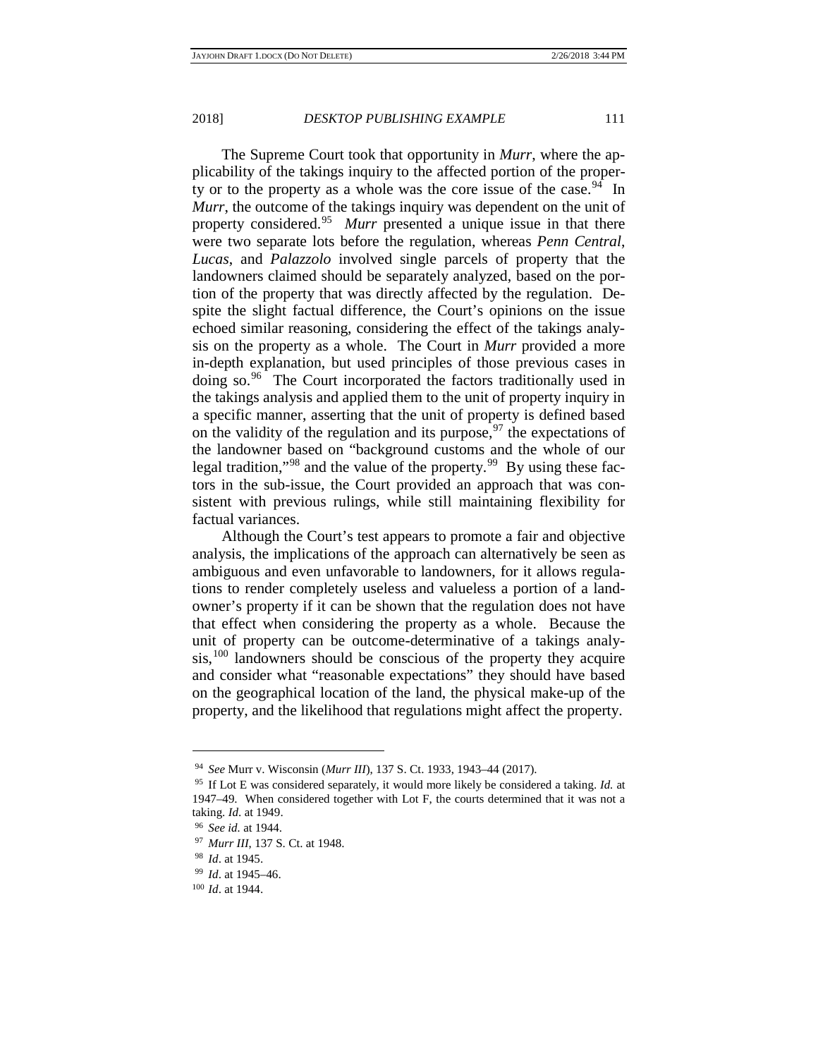The Supreme Court took that opportunity in *Murr*, where the applicability of the takings inquiry to the affected portion of the property or to the property as a whole was the core issue of the case.[94] In *Murr*, the outcome of the takings inquiry was dependent on the unit of property considered.[95] *Murr* presented a unique issue in that there were two separate lots before the regulation, whereas *Penn Central*, *Lucas*, and *Palazzolo* involved single parcels of property that the landowners claimed should be separately analyzed, based on the portion of the property that was directly affected by the regulation. Despite the slight factual difference, the Court's opinions on the issue echoed similar reasoning, considering the effect of the takings analysis on the property as a whole. The Court in *Murr* provided a more in-depth explanation, but used principles of those previous cases in doing so.[96] The Court incorporated the factors traditionally used in the takings analysis and applied them to the unit of property inquiry in a specific manner, asserting that the unit of property is defined based on the validity of the regulation and its purpose,[97] the expectations of the landowner based on "background customs and the whole of our legal tradition,"[98] and the value of the property.[99] By using these factors in the sub-issue, the Court provided an approach that was consistent with previous rulings, while still maintaining flexibility for factual variances.

Although the Court's test appears to promote a fair and objective analysis, the implications of the approach can alternatively be seen as ambiguous and even unfavorable to landowners, for it allows regulations to render completely useless and valueless a portion of a landowner's property if it can be shown that the regulation does not have that effect when considering the property as a whole. Because the unit of property can be outcome-determinative of a takings analysis,[100] landowners should be conscious of the property they acquire and consider what "reasonable expectations" they should have based on the geographical location of the land, the physical make-up of the property, and the likelihood that regulations might affect the property.

---

[94] *See* Murr v. Wisconsin (*Murr III*), 137 S. Ct. 1933, 1943–44 (2017).

[95] If Lot E was considered separately, it would more likely be considered a taking. *Id.* at 1947–49. When considered together with Lot F, the courts determined that it was not a taking. *Id.* at 1949.

[96] *See id.* at 1944.

[97] *Murr III*, 137 S. Ct. at 1948.

[98] *Id*. at 1945.

[99] *Id*. at 1945–46.

[100] *Id*. at 1944.